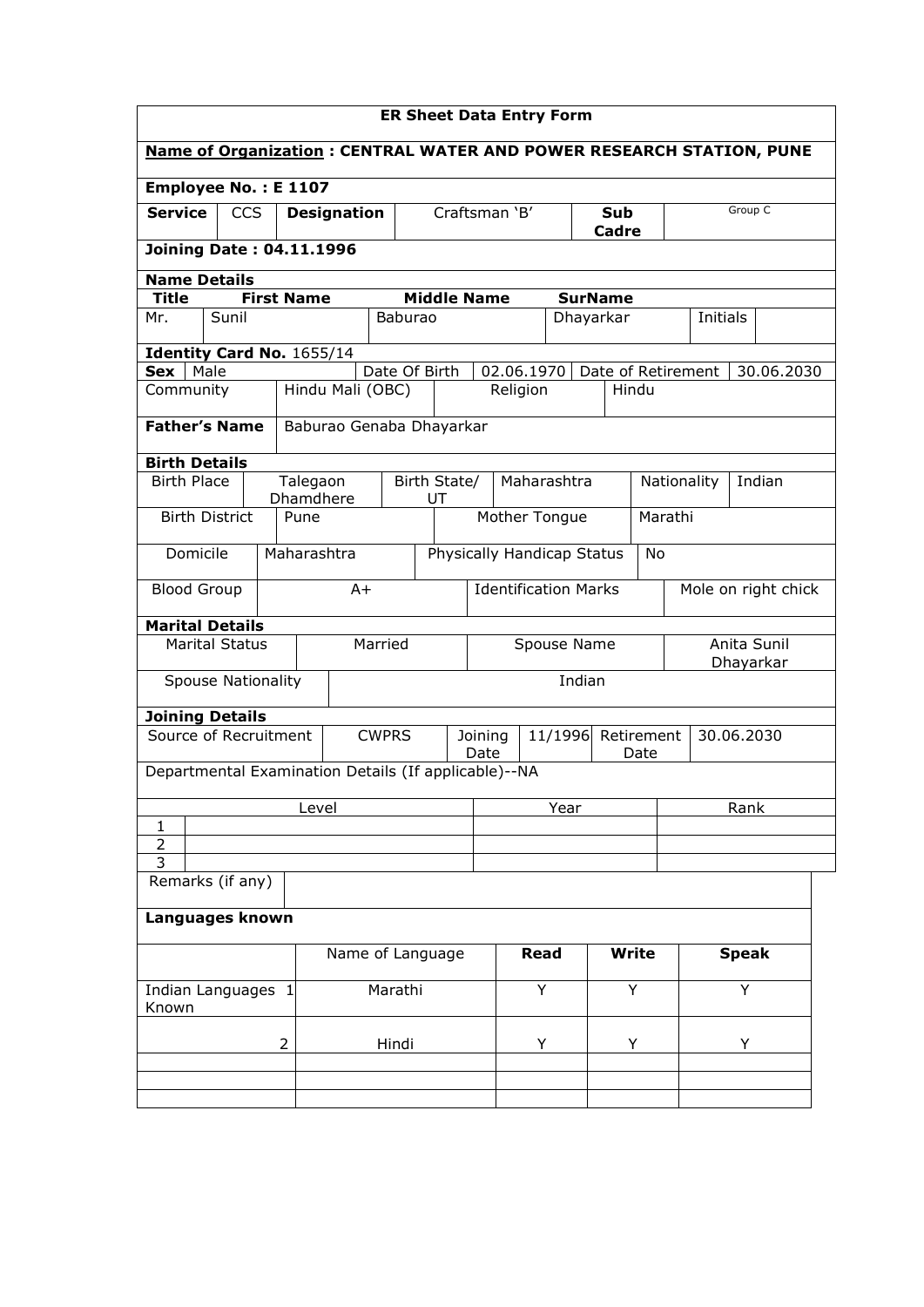# ER Sheet Data Entry Form

**Name of Organization : CENTRAL WATER AND POWER RESEARCH STATION, PUNE**

**Employee No. : E 1107**

| **Service** | CCS | **Designation** | Craftsman 'B' | **Sub Cadre** | Group C |
|---|---|---|---|---|---|

**Joining Date : 04.11.1996**

**Name Details**

| **Title** | **First Name** | **Middle Name** | **SurName** | | |
|---|---|---|---|---|---|
| Mr. | Sunil | Baburao | Dhayarkar | Initials | |

**Identity Card No.** 1655/14

| **Sex** | Male | Date Of Birth | 02.06.1970 | Date of Retirement | 30.06.2030 |
|---|---|---|---|---|---|
| Community | Hindu Mali (OBC) | Religion | Hindu | | |

| **Father's Name** | Baburao Genaba Dhayarkar |
|---|---|

**Birth Details**

| Birth Place | Talegaon Dhamdhere | Birth State/ UT | Maharashtra | Nationality | Indian |
|---|---|---|---|---|---|
| Birth District | Pune | Mother Tongue | Marathi | | |
| Domicile | Maharashtra | Physically Handicap Status | No | | |
| Blood Group | A+ | Identification Marks | Mole on right chick | | |

**Marital Details**

| Marital Status | Married | Spouse Name | Anita Sunil Dhayarkar |
|---|---|---|---|
| Spouse Nationality | Indian | | |

**Joining Details**

| Source of Recruitment | CWPRS | Joining Date | 11/1996 | Retirement Date | 30.06.2030 |
|---|---|---|---|---|---|

Departmental Examination Details (If applicable)--NA

| | Level | Year | Rank |
|---|---|---|---|
| 1 | | | |
| 2 | | | |
| 3 | | | |

| Remarks (if any) | |
|---|---|

**Languages known**

| | Name of Language | **Read** | **Write** | **Speak** |
|---|---|---|---|---|
| Indian Languages Known 1 | Marathi | Y | Y | Y |
| 2 | Hindi | Y | Y | Y |
| | | | | |
| | | | | |
| | | | | |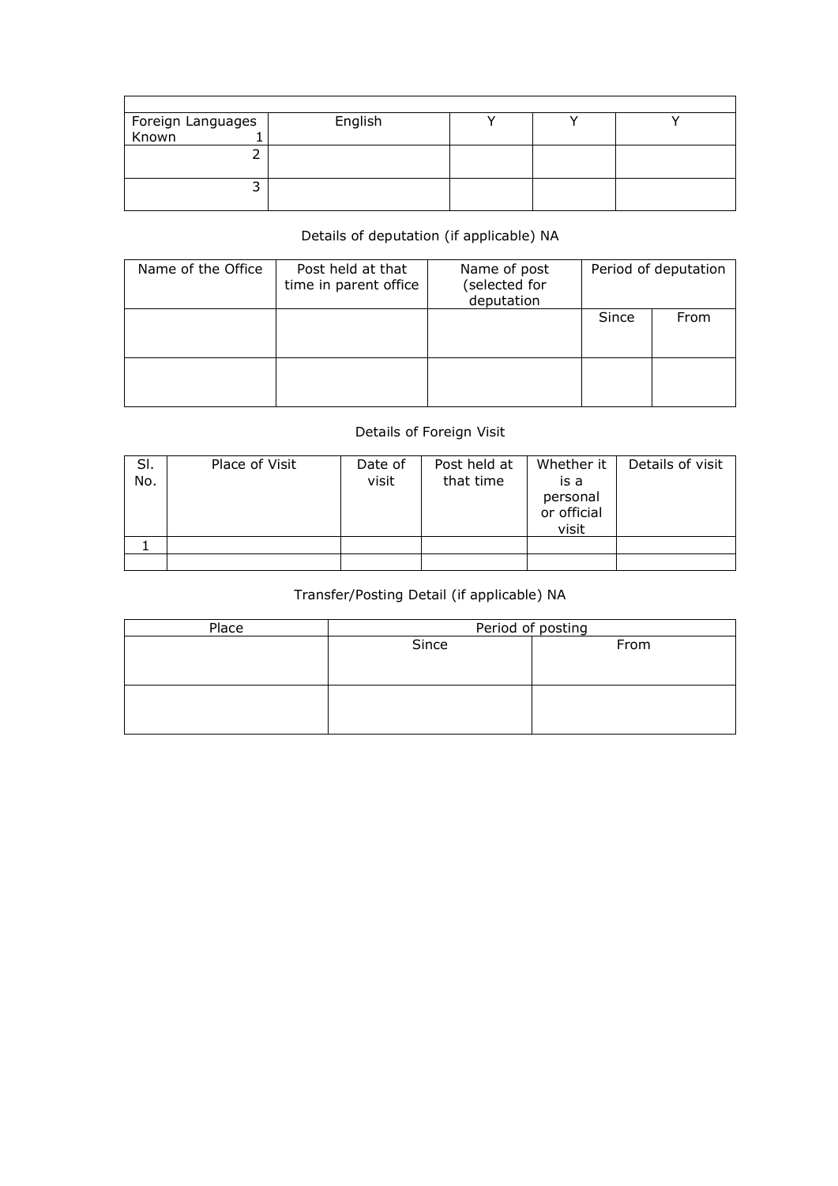| | | | | |
|---|---|---|---|---|
| Foreign Languages Known 1 | English | Y | Y | Y |
| 2 | | | | |
| 3 | | | | |

Details of deputation (if applicable) NA

| Name of the Office | Post held at that time in parent office | Name of post (selected for deputation | Period of deputation | |
|---|---|---|---|---|
| | | | Since | From |
| | | | | |

Details of Foreign Visit

| Sl. No. | Place of Visit | Date of visit | Post held at that time | Whether it is a personal or official visit | Details of visit |
|---|---|---|---|---|---|
| 1 | | | | | |
| | | | | | |

Transfer/Posting Detail (if applicable) NA

| Place | Period of posting | |
|---|---|---|
| | Since | From |
| | | |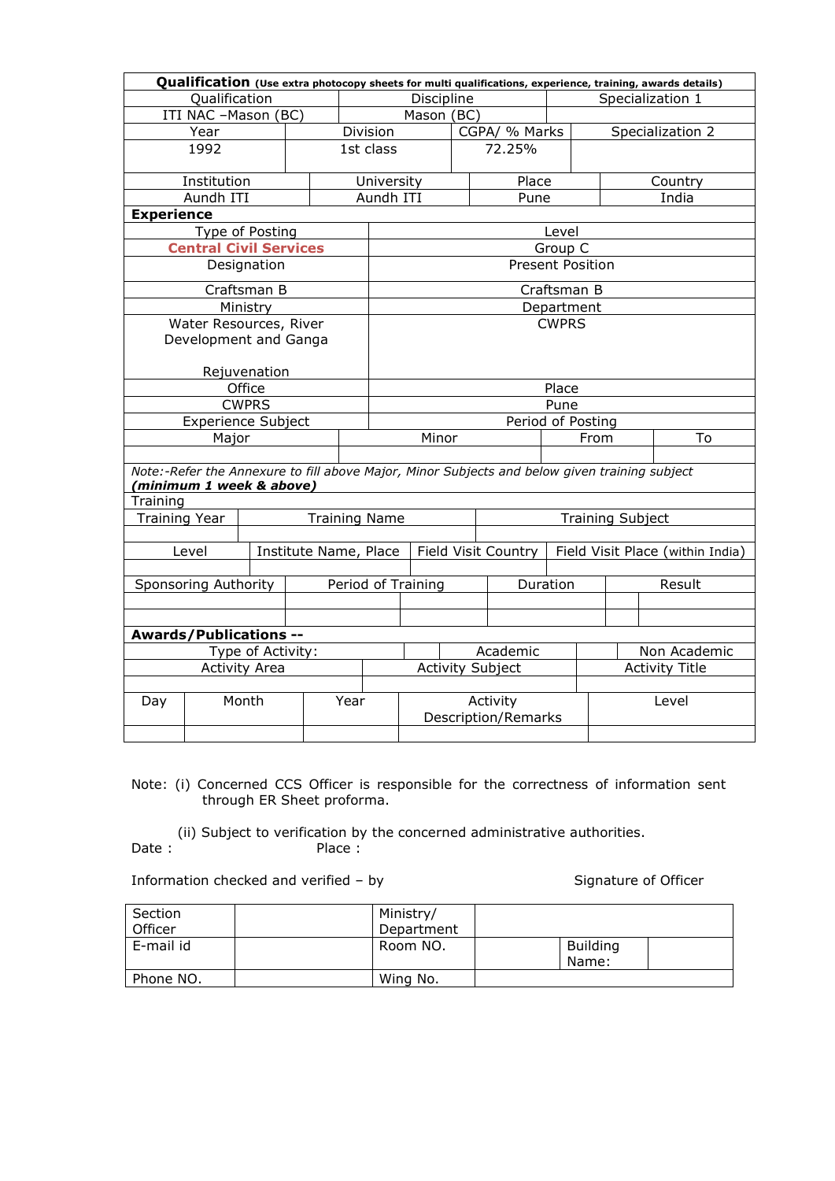**Qualification** (Use extra photocopy sheets for multi qualifications, experience, training, awards details)

| Qualification | Discipline | Specialization 1 |
|---|---|---|
| ITI NAC –Mason (BC) | Mason (BC) | |

| Year | Division | CGPA/ % Marks | Specialization 2 |
|---|---|---|---|
| 1992 | 1st class | 72.25% | |

| Institution | University | Place | Country |
|---|---|---|---|
| Aundh ITI | Aundh ITI | Pune | India |

**Experience**

| Type of Posting | Level |
|---|---|
| **Central Civil Services** | Group C |
| Designation | Present Position |
| Craftsman B | Craftsman B |
| Ministry | Department |
| Water Resources, River Development and Ganga Rejuvenation | CWPRS |
| Office | Place |
| CWPRS | Pune |

| Experience Subject | | Period of Posting | |
|---|---|---|---|
| Major | Minor | From | To |
| | | | |

*Note:-Refer the Annexure to fill above Major, Minor Subjects and below given training subject* ***(minimum 1 week & above)***

Training

| Training Year | Training Name | Training Subject |
|---|---|---|
| | | |

| Level | Institute Name, Place | Field Visit Country | Field Visit Place (within India) |
|---|---|---|---|
| | | | |

| Sponsoring Authority | Period of Training | | Duration | Result |
|---|---|---|---|---|
| | | | | |
| | | | | |

**Awards/Publications --**

| Type of Activity: | | Academic | | Non Academic |
|---|---|---|---|---|

| Activity Area | Activity Subject | Activity Title |
|---|---|---|
| | | |

| Day | Month | Year | Activity Description/Remarks | Level |
|---|---|---|---|---|
| | | | | |

Note: (i) Concerned CCS Officer is responsible for the correctness of information sent through ER Sheet proforma.

(ii) Subject to verification by the concerned administrative authorities.

Date : Place :

Information checked and verified – by Signature of Officer

| | | | | | |
|---|---|---|---|---|---|
| Section Officer | | Ministry/ Department | | | |
| E-mail id | | Room NO. | | Building Name: | |
| Phone NO. | | Wing No. | | | |